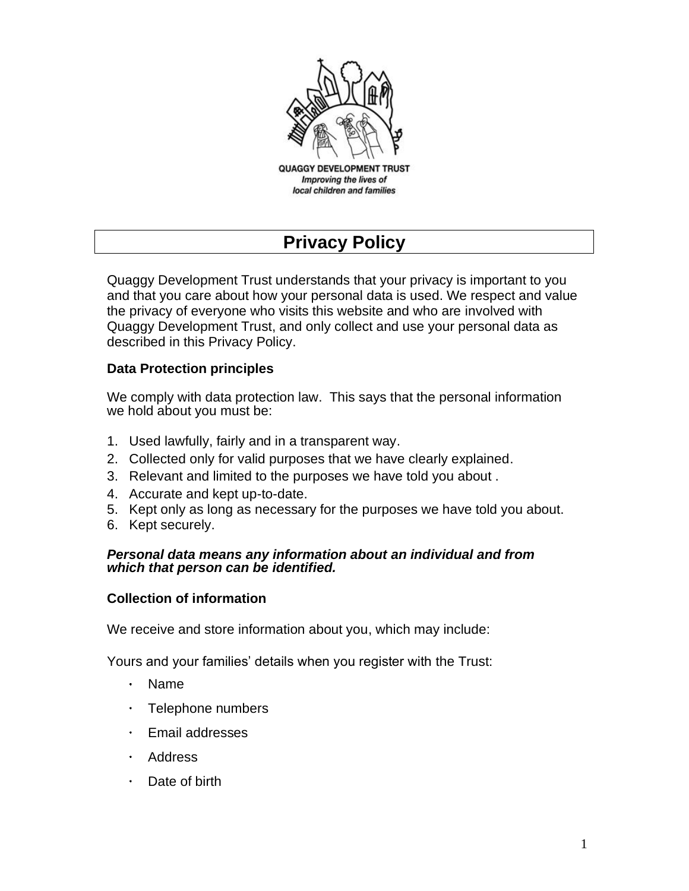QUAGGY DEVELOPMENT TRUST
*Improving the lives of local children and families*

# Privacy Policy

Quaggy Development Trust understands that your privacy is important to you and that you care about how your personal data is used. We respect and value the privacy of everyone who visits this website and who are involved with Quaggy Development Trust, and only collect and use your personal data as described in this Privacy Policy.

**Data Protection principles**

We comply with data protection law. This says that the personal information we hold about you must be:

1. Used lawfully, fairly and in a transparent way.
2. Collected only for valid purposes that we have clearly explained.
3. Relevant and limited to the purposes we have told you about .
4. Accurate and kept up-to-date.
5. Kept only as long as necessary for the purposes we have told you about.
6. Kept securely.

***Personal data means any information about an individual and from which that person can be identified.***

**Collection of information**

We receive and store information about you, which may include:

Yours and your families' details when you register with the Trust:

- Name
- Telephone numbers
- Email addresses
- Address
- Date of birth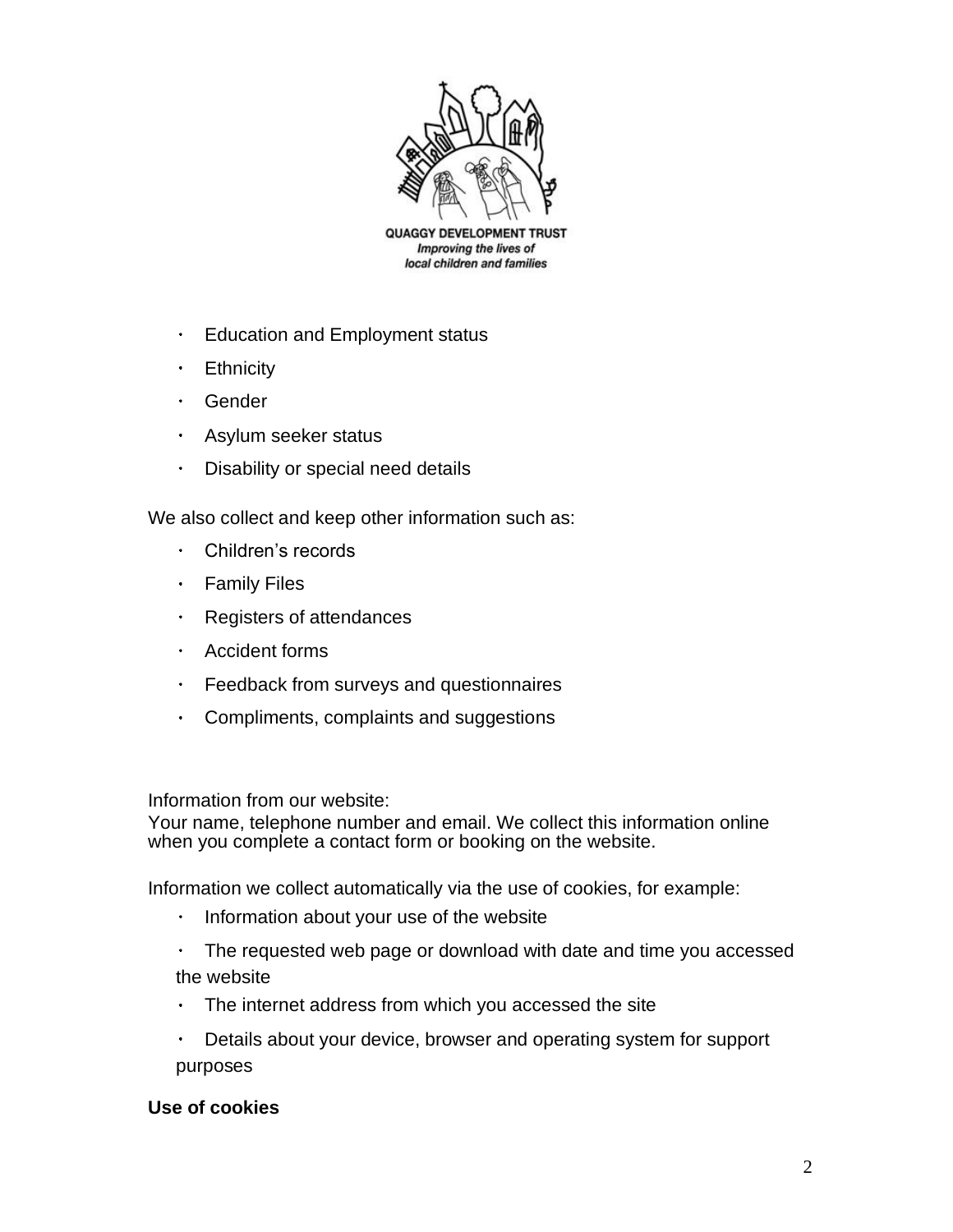- Education and Employment status
- Ethnicity
- Gender
- Asylum seeker status
- Disability or special need details

We also collect and keep other information such as:

- Children's records
- Family Files
- Registers of attendances
- Accident forms
- Feedback from surveys and questionnaires
- Compliments, complaints and suggestions

Information from our website:
Your name, telephone number and email. We collect this information online when you complete a contact form or booking on the website.

Information we collect automatically via the use of cookies, for example:

- Information about your use of the website
- The requested web page or download with date and time you accessed the website
- The internet address from which you accessed the site
- Details about your device, browser and operating system for support purposes

**Use of cookies**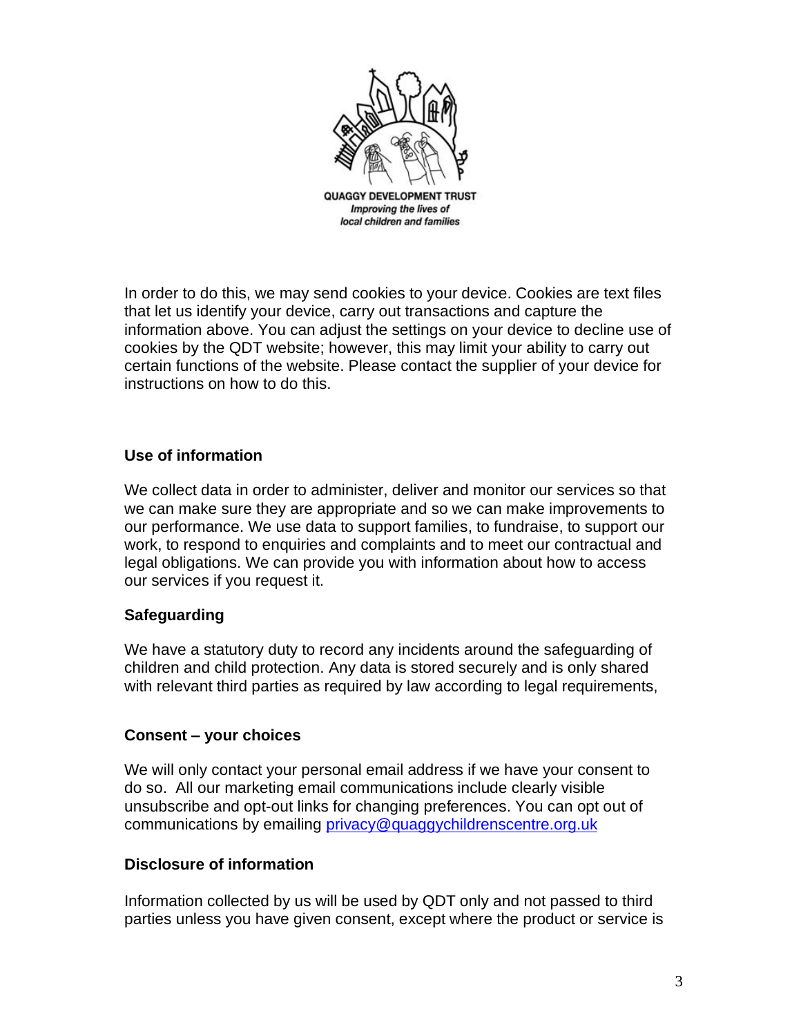QUAGGY DEVELOPMENT TRUST
*Improving the lives of local children and families*

In order to do this, we may send cookies to your device. Cookies are text files that let us identify your device, carry out transactions and capture the information above. You can adjust the settings on your device to decline use of cookies by the QDT website; however, this may limit your ability to carry out certain functions of the website. Please contact the supplier of your device for instructions on how to do this.

**Use of information**

We collect data in order to administer, deliver and monitor our services so that we can make sure they are appropriate and so we can make improvements to our performance. We use data to support families, to fundraise, to support our work, to respond to enquiries and complaints and to meet our contractual and legal obligations. We can provide you with information about how to access our services if you request it.

**Safeguarding**

We have a statutory duty to record any incidents around the safeguarding of children and child protection. Any data is stored securely and is only shared with relevant third parties as required by law according to legal requirements,

**Consent – your choices**

We will only contact your personal email address if we have your consent to do so. All our marketing email communications include clearly visible unsubscribe and opt-out links for changing preferences. You can opt out of communications by emailing privacy@quaggychildrenscentre.org.uk

**Disclosure of information**

Information collected by us will be used by QDT only and not passed to third parties unless you have given consent, except where the product or service is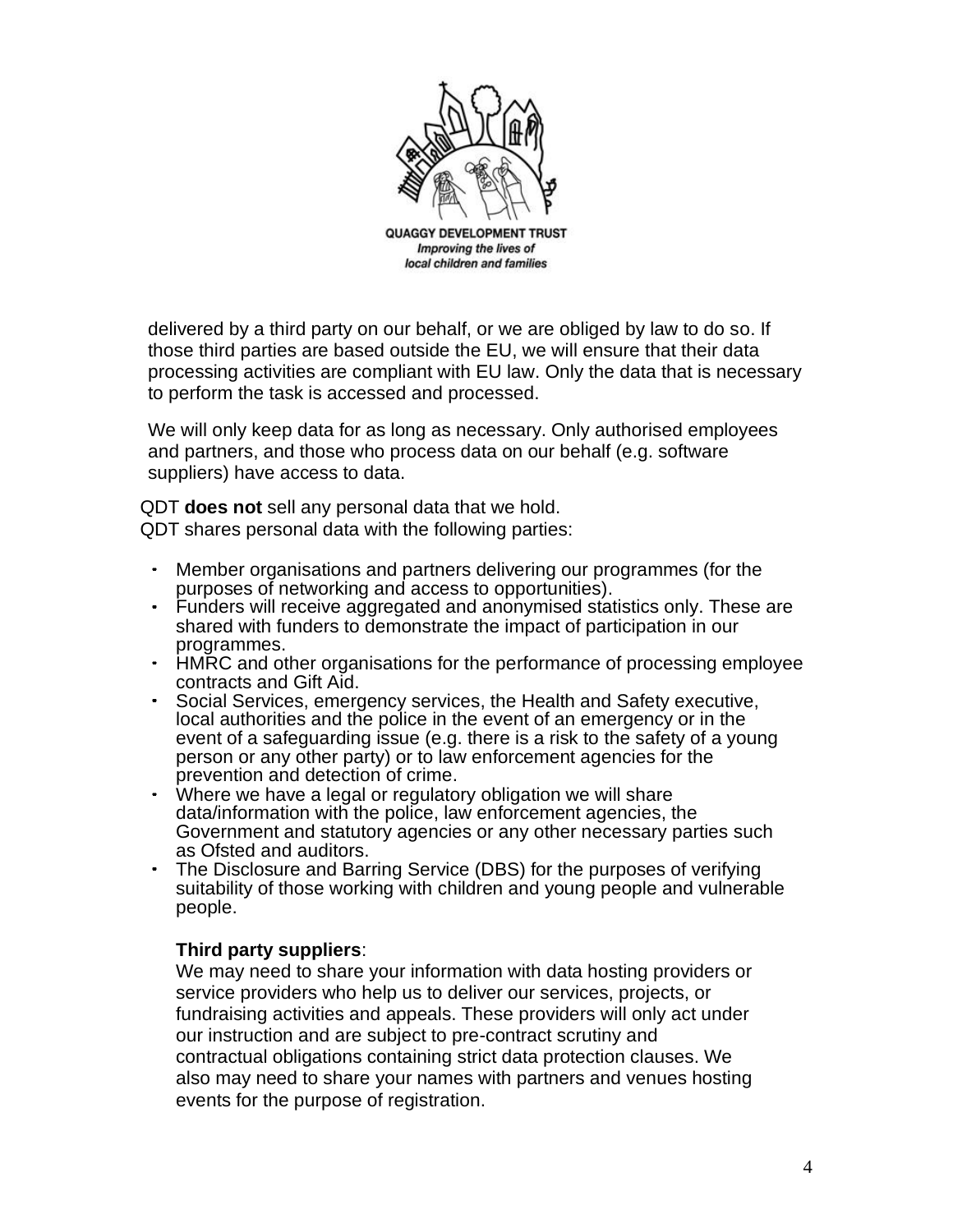delivered by a third party on our behalf, or we are obliged by law to do so. If those third parties are based outside the EU, we will ensure that their data processing activities are compliant with EU law. Only the data that is necessary to perform the task is accessed and processed.

We will only keep data for as long as necessary. Only authorised employees and partners, and those who process data on our behalf (e.g. software suppliers) have access to data.

QDT **does not** sell any personal data that we hold.
QDT shares personal data with the following parties:

- Member organisations and partners delivering our programmes (for the purposes of networking and access to opportunities).
- Funders will receive aggregated and anonymised statistics only. These are shared with funders to demonstrate the impact of participation in our programmes.
- HMRC and other organisations for the performance of processing employee contracts and Gift Aid.
- Social Services, emergency services, the Health and Safety executive, local authorities and the police in the event of an emergency or in the event of a safeguarding issue (e.g. there is a risk to the safety of a young person or any other party) or to law enforcement agencies for the prevention and detection of crime.
- Where we have a legal or regulatory obligation we will share data/information with the police, law enforcement agencies, the Government and statutory agencies or any other necessary parties such as Ofsted and auditors.
- The Disclosure and Barring Service (DBS) for the purposes of verifying suitability of those working with children and young people and vulnerable people.

**Third party suppliers**:
We may need to share your information with data hosting providers or service providers who help us to deliver our services, projects, or fundraising activities and appeals. These providers will only act under our instruction and are subject to pre-contract scrutiny and contractual obligations containing strict data protection clauses. We also may need to share your names with partners and venues hosting events for the purpose of registration.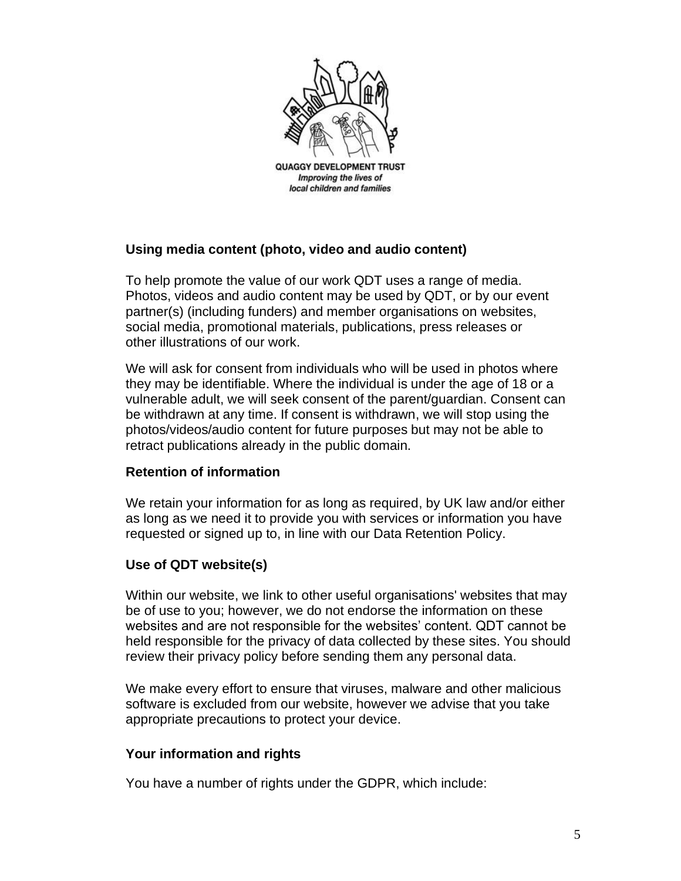QUAGGY DEVELOPMENT TRUST

*Improving the lives of local children and families*

**Using media content (photo, video and audio content)**

To help promote the value of our work QDT uses a range of media. Photos, videos and audio content may be used by QDT, or by our event partner(s) (including funders) and member organisations on websites, social media, promotional materials, publications, press releases or other illustrations of our work.

We will ask for consent from individuals who will be used in photos where they may be identifiable. Where the individual is under the age of 18 or a vulnerable adult, we will seek consent of the parent/guardian. Consent can be withdrawn at any time. If consent is withdrawn, we will stop using the photos/videos/audio content for future purposes but may not be able to retract publications already in the public domain.

**Retention of information**

We retain your information for as long as required, by UK law and/or either as long as we need it to provide you with services or information you have requested or signed up to, in line with our Data Retention Policy.

**Use of QDT website(s)**

Within our website, we link to other useful organisations' websites that may be of use to you; however, we do not endorse the information on these websites and are not responsible for the websites' content. QDT cannot be held responsible for the privacy of data collected by these sites. You should review their privacy policy before sending them any personal data.

We make every effort to ensure that viruses, malware and other malicious software is excluded from our website, however we advise that you take appropriate precautions to protect your device.

**Your information and rights**

You have a number of rights under the GDPR, which include: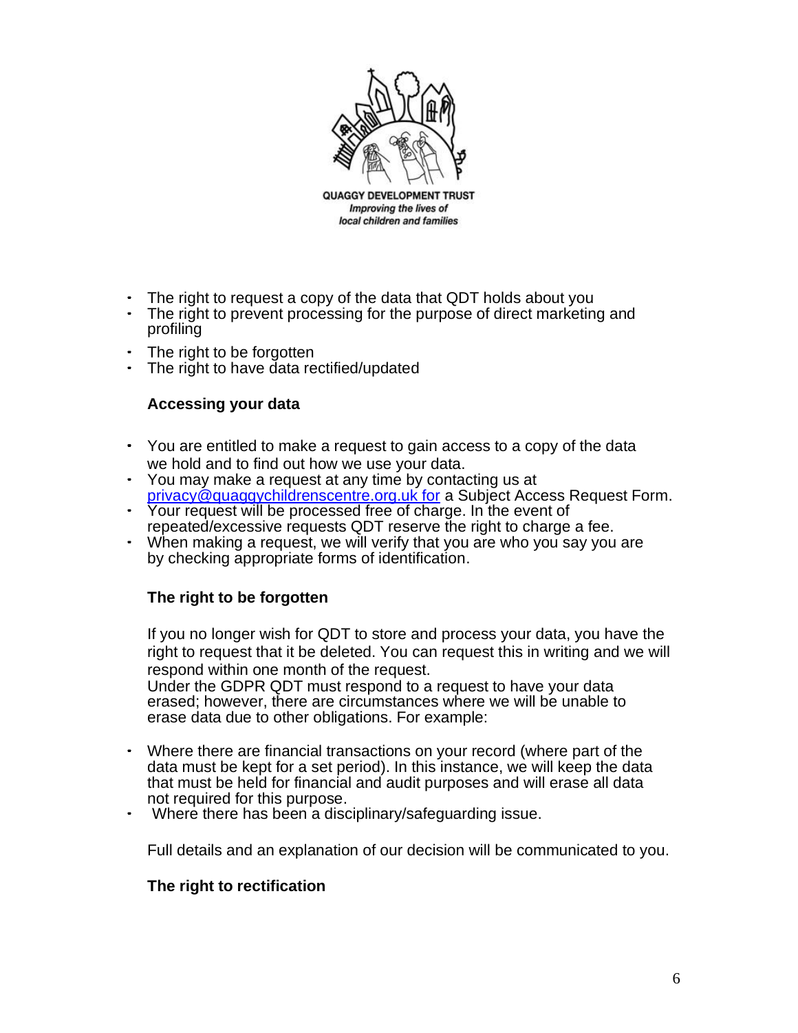QUAGGY DEVELOPMENT TRUST
*Improving the lives of local children and families*

- The right to request a copy of the data that QDT holds about you
- The right to prevent processing for the purpose of direct marketing and profiling
- The right to be forgotten
- The right to have data rectified/updated

**Accessing your data**

- You are entitled to make a request to gain access to a copy of the data we hold and to find out how we use your data.
- You may make a request at any time by contacting us at privacy@quaggychildrenscentre.org.uk for a Subject Access Request Form.
- Your request will be processed free of charge. In the event of repeated/excessive requests QDT reserve the right to charge a fee.
- When making a request, we will verify that you are who you say you are by checking appropriate forms of identification.

**The right to be forgotten**

If you no longer wish for QDT to store and process your data, you have the right to request that it be deleted. You can request this in writing and we will respond within one month of the request.
Under the GDPR QDT must respond to a request to have your data erased; however, there are circumstances where we will be unable to erase data due to other obligations. For example:

- Where there are financial transactions on your record (where part of the data must be kept for a set period). In this instance, we will keep the data that must be held for financial and audit purposes and will erase all data not required for this purpose.
- Where there has been a disciplinary/safeguarding issue.

Full details and an explanation of our decision will be communicated to you.

**The right to rectification**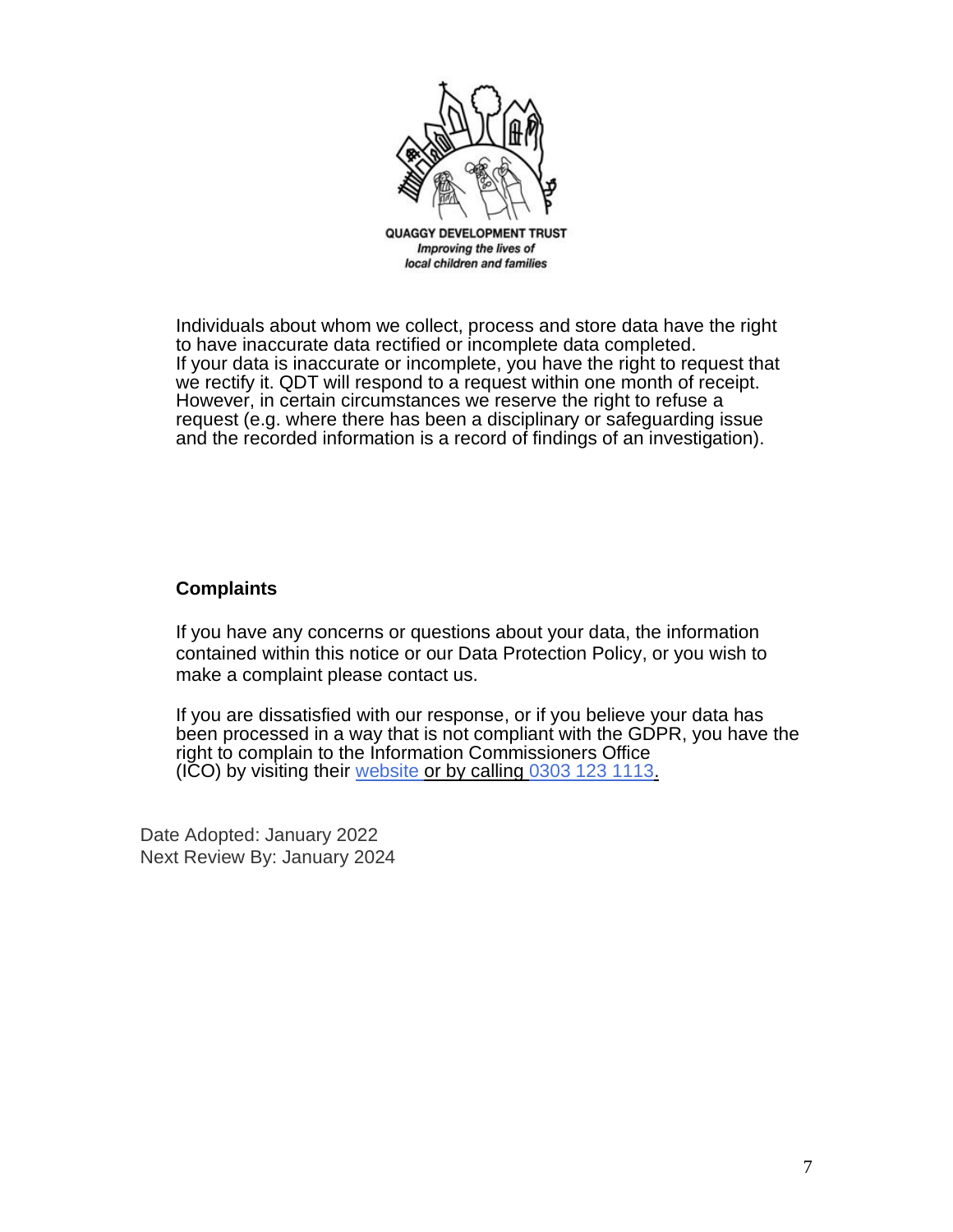QUAGGY DEVELOPMENT TRUST
*Improving the lives of local children and families*

Individuals about whom we collect, process and store data have the right to have inaccurate data rectified or incomplete data completed. If your data is inaccurate or incomplete, you have the right to request that we rectify it. QDT will respond to a request within one month of receipt. However, in certain circumstances we reserve the right to refuse a request (e.g. where there has been a disciplinary or safeguarding issue and the recorded information is a record of findings of an investigation).

**Complaints**

If you have any concerns or questions about your data, the information contained within this notice or our Data Protection Policy, or you wish to make a complaint please contact us.

If you are dissatisfied with our response, or if you believe your data has been processed in a way that is not compliant with the GDPR, you have the right to complain to the Information Commissioners Office (ICO) by visiting their website or by calling 0303 123 1113.

Date Adopted: January 2022
Next Review By: January 2024